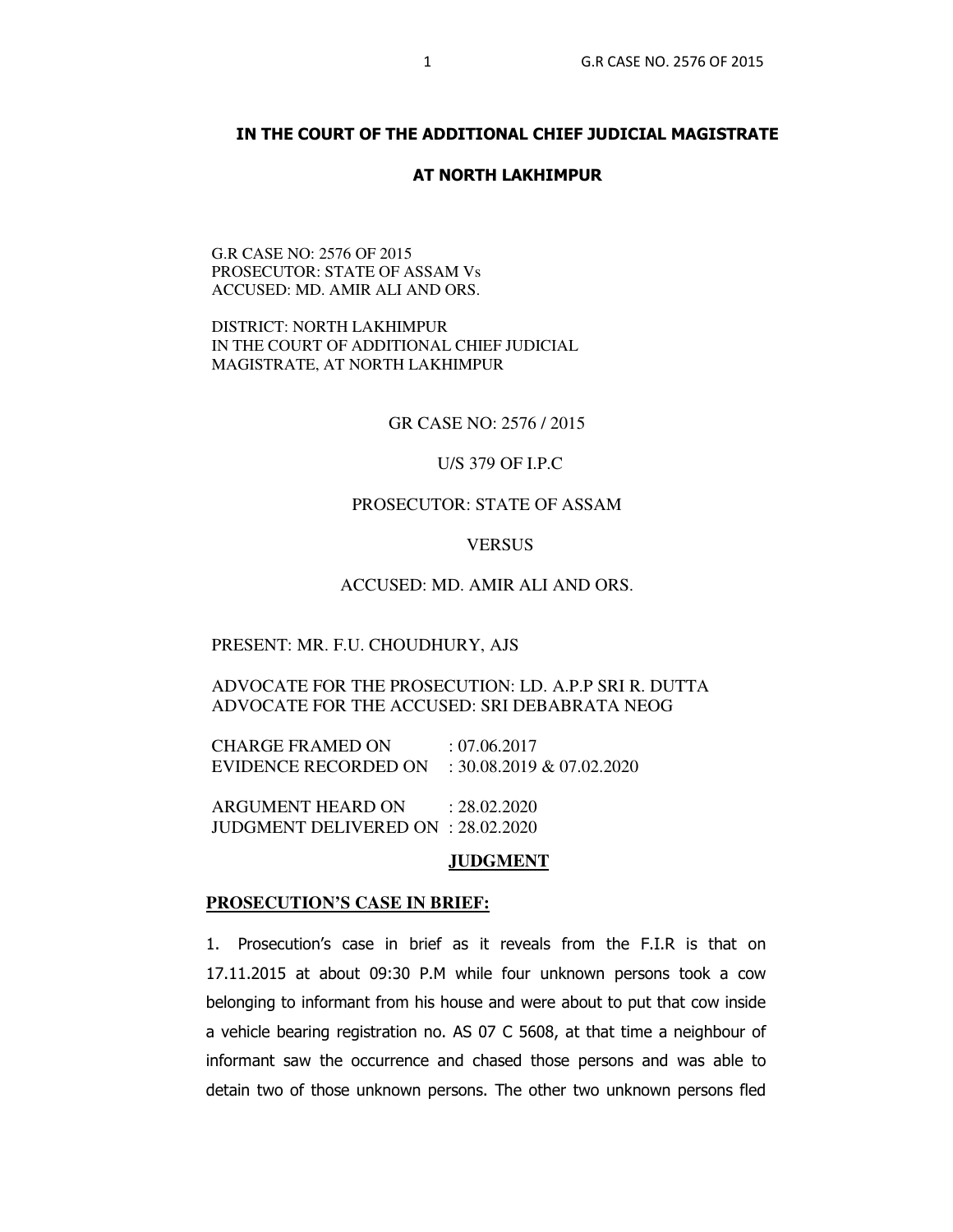## IN THE COURT OF THE ADDITIONAL CHIEF JUDICIAL MAGISTRATE

## AT NORTH LAKHIMPUR

G.R CASE NO: 2576 OF 2015
PROSECUTOR: STATE OF ASSAM Vs
ACCUSED: MD. AMIR ALI AND ORS.

DISTRICT: NORTH LAKHIMPUR
IN THE COURT OF ADDITIONAL CHIEF JUDICIAL MAGISTRATE, AT NORTH LAKHIMPUR

GR CASE NO: 2576 / 2015

U/S 379 OF I.P.C

PROSECUTOR: STATE OF ASSAM

VERSUS

ACCUSED: MD. AMIR ALI AND ORS.

PRESENT: MR. F.U. CHOUDHURY, AJS

ADVOCATE FOR THE PROSECUTION: LD. A.P.P SRI R. DUTTA
ADVOCATE FOR THE ACCUSED: SRI DEBABRATA NEOG

CHARGE FRAMED ON : 07.06.2017
EVIDENCE RECORDED ON : 30.08.2019 & 07.02.2020

ARGUMENT HEARD ON : 28.02.2020
JUDGMENT DELIVERED ON : 28.02.2020

**JUDGMENT**

**PROSECUTION'S CASE IN BRIEF:**

1. Prosecution's case in brief as it reveals from the F.I.R is that on 17.11.2015 at about 09:30 P.M while four unknown persons took a cow belonging to informant from his house and were about to put that cow inside a vehicle bearing registration no. AS 07 C 5608, at that time a neighbour of informant saw the occurrence and chased those persons and was able to detain two of those unknown persons. The other two unknown persons fled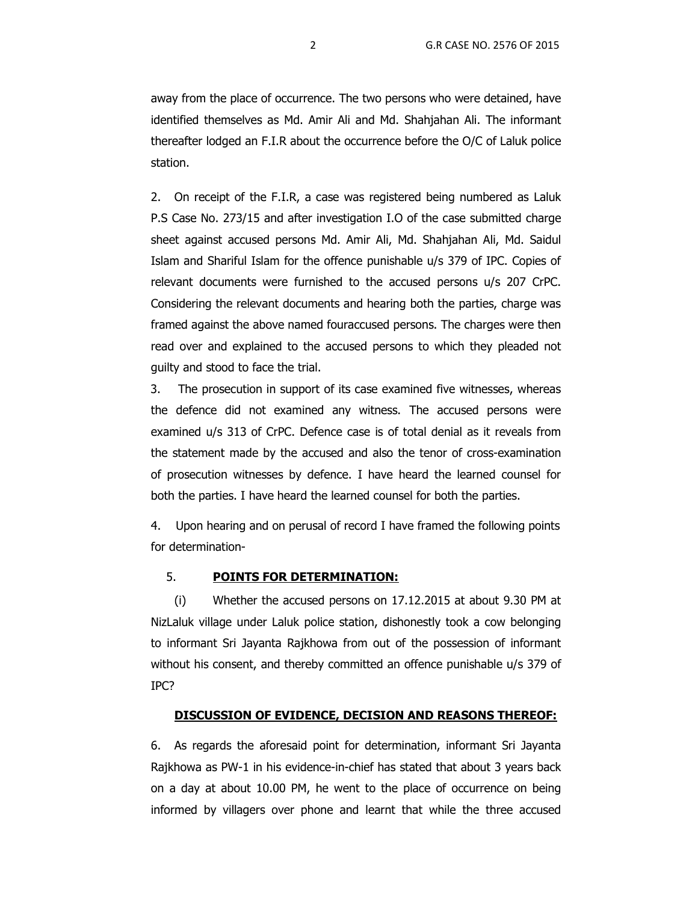away from the place of occurrence. The two persons who were detained, have identified themselves as Md. Amir Ali and Md. Shahjahan Ali. The informant thereafter lodged an F.I.R about the occurrence before the O/C of Laluk police station.

2. On receipt of the F.I.R, a case was registered being numbered as Laluk P.S Case No. 273/15 and after investigation I.O of the case submitted charge sheet against accused persons Md. Amir Ali, Md. Shahjahan Ali, Md. Saidul Islam and Shariful Islam for the offence punishable u/s 379 of IPC. Copies of relevant documents were furnished to the accused persons u/s 207 CrPC. Considering the relevant documents and hearing both the parties, charge was framed against the above named fouraccused persons. The charges were then read over and explained to the accused persons to which they pleaded not guilty and stood to face the trial.

3. The prosecution in support of its case examined five witnesses, whereas the defence did not examined any witness. The accused persons were examined u/s 313 of CrPC. Defence case is of total denial as it reveals from the statement made by the accused and also the tenor of cross-examination of prosecution witnesses by defence. I have heard the learned counsel for both the parties. I have heard the learned counsel for both the parties.

4. Upon hearing and on perusal of record I have framed the following points for determination-

5. **POINTS FOR DETERMINATION:**

(i) Whether the accused persons on 17.12.2015 at about 9.30 PM at NizLaluk village under Laluk police station, dishonestly took a cow belonging to informant Sri Jayanta Rajkhowa from out of the possession of informant without his consent, and thereby committed an offence punishable u/s 379 of IPC?

**DISCUSSION OF EVIDENCE, DECISION AND REASONS THEREOF:**

6. As regards the aforesaid point for determination, informant Sri Jayanta Rajkhowa as PW-1 in his evidence-in-chief has stated that about 3 years back on a day at about 10.00 PM, he went to the place of occurrence on being informed by villagers over phone and learnt that while the three accused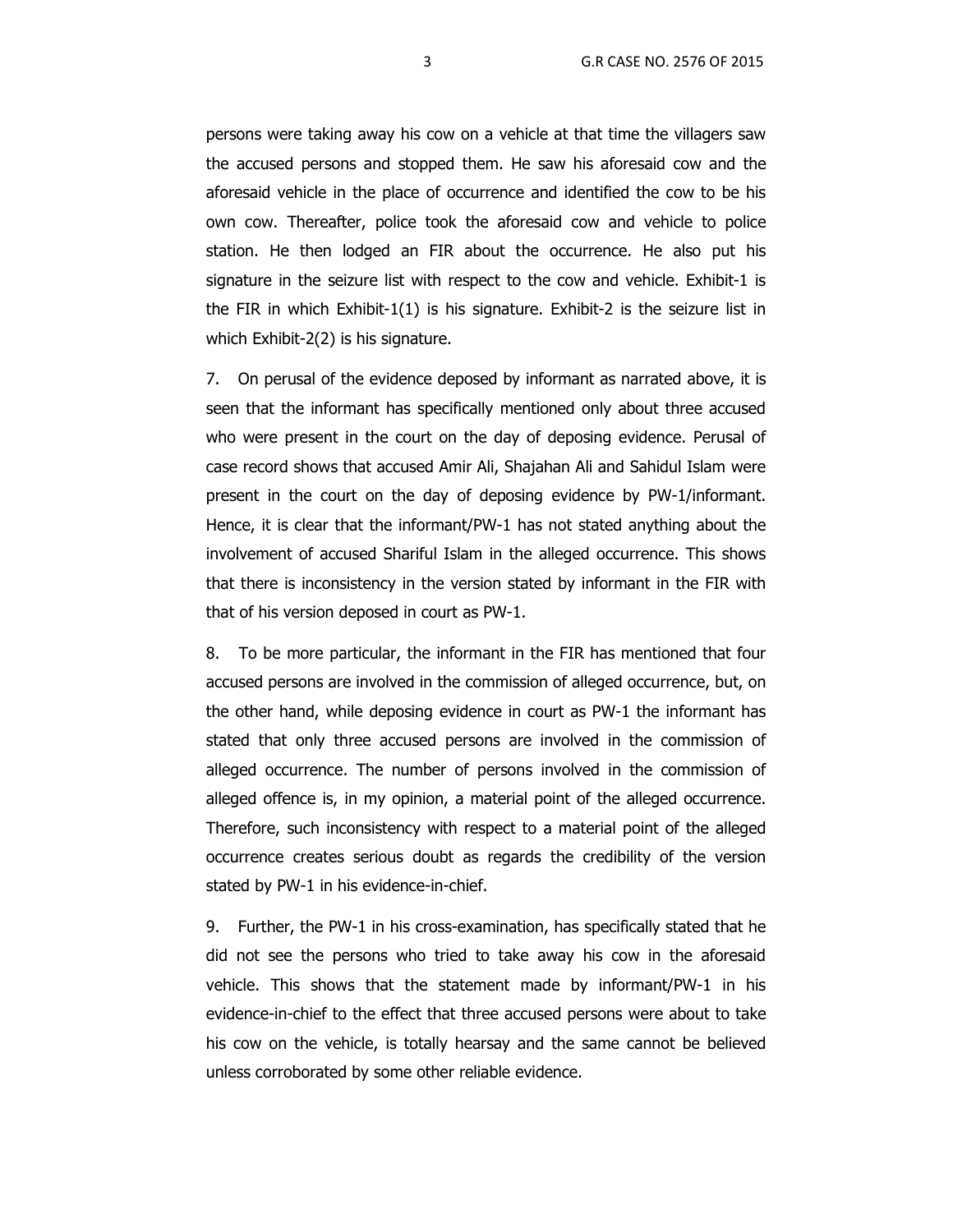persons were taking away his cow on a vehicle at that time the villagers saw the accused persons and stopped them. He saw his aforesaid cow and the aforesaid vehicle in the place of occurrence and identified the cow to be his own cow. Thereafter, police took the aforesaid cow and vehicle to police station. He then lodged an FIR about the occurrence. He also put his signature in the seizure list with respect to the cow and vehicle. Exhibit-1 is the FIR in which Exhibit-1(1) is his signature. Exhibit-2 is the seizure list in which Exhibit-2(2) is his signature.

7. On perusal of the evidence deposed by informant as narrated above, it is seen that the informant has specifically mentioned only about three accused who were present in the court on the day of deposing evidence. Perusal of case record shows that accused Amir Ali, Shajahan Ali and Sahidul Islam were present in the court on the day of deposing evidence by PW-1/informant. Hence, it is clear that the informant/PW-1 has not stated anything about the involvement of accused Shariful Islam in the alleged occurrence. This shows that there is inconsistency in the version stated by informant in the FIR with that of his version deposed in court as PW-1.

8. To be more particular, the informant in the FIR has mentioned that four accused persons are involved in the commission of alleged occurrence, but, on the other hand, while deposing evidence in court as PW-1 the informant has stated that only three accused persons are involved in the commission of alleged occurrence. The number of persons involved in the commission of alleged offence is, in my opinion, a material point of the alleged occurrence. Therefore, such inconsistency with respect to a material point of the alleged occurrence creates serious doubt as regards the credibility of the version stated by PW-1 in his evidence-in-chief.

9. Further, the PW-1 in his cross-examination, has specifically stated that he did not see the persons who tried to take away his cow in the aforesaid vehicle. This shows that the statement made by informant/PW-1 in his evidence-in-chief to the effect that three accused persons were about to take his cow on the vehicle, is totally hearsay and the same cannot be believed unless corroborated by some other reliable evidence.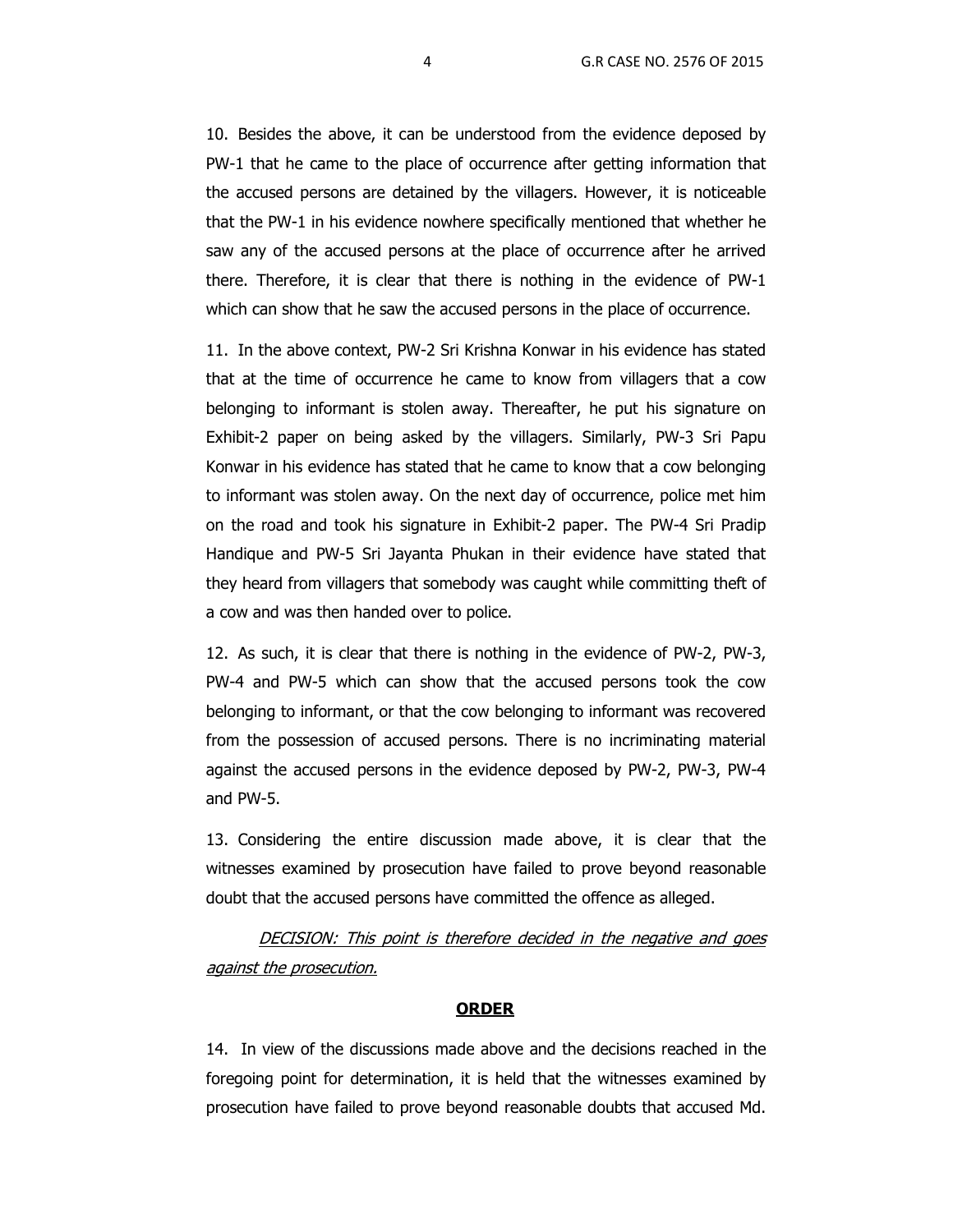10. Besides the above, it can be understood from the evidence deposed by PW-1 that he came to the place of occurrence after getting information that the accused persons are detained by the villagers. However, it is noticeable that the PW-1 in his evidence nowhere specifically mentioned that whether he saw any of the accused persons at the place of occurrence after he arrived there. Therefore, it is clear that there is nothing in the evidence of PW-1 which can show that he saw the accused persons in the place of occurrence.

11. In the above context, PW-2 Sri Krishna Konwar in his evidence has stated that at the time of occurrence he came to know from villagers that a cow belonging to informant is stolen away. Thereafter, he put his signature on Exhibit-2 paper on being asked by the villagers. Similarly, PW-3 Sri Papu Konwar in his evidence has stated that he came to know that a cow belonging to informant was stolen away. On the next day of occurrence, police met him on the road and took his signature in Exhibit-2 paper. The PW-4 Sri Pradip Handique and PW-5 Sri Jayanta Phukan in their evidence have stated that they heard from villagers that somebody was caught while committing theft of a cow and was then handed over to police.

12. As such, it is clear that there is nothing in the evidence of PW-2, PW-3, PW-4 and PW-5 which can show that the accused persons took the cow belonging to informant, or that the cow belonging to informant was recovered from the possession of accused persons. There is no incriminating material against the accused persons in the evidence deposed by PW-2, PW-3, PW-4 and PW-5.

13. Considering the entire discussion made above, it is clear that the witnesses examined by prosecution have failed to prove beyond reasonable doubt that the accused persons have committed the offence as alleged.

*DECISION: This point is therefore decided in the negative and goes against the prosecution.*

## **ORDER**

14. In view of the discussions made above and the decisions reached in the foregoing point for determination, it is held that the witnesses examined by prosecution have failed to prove beyond reasonable doubts that accused Md.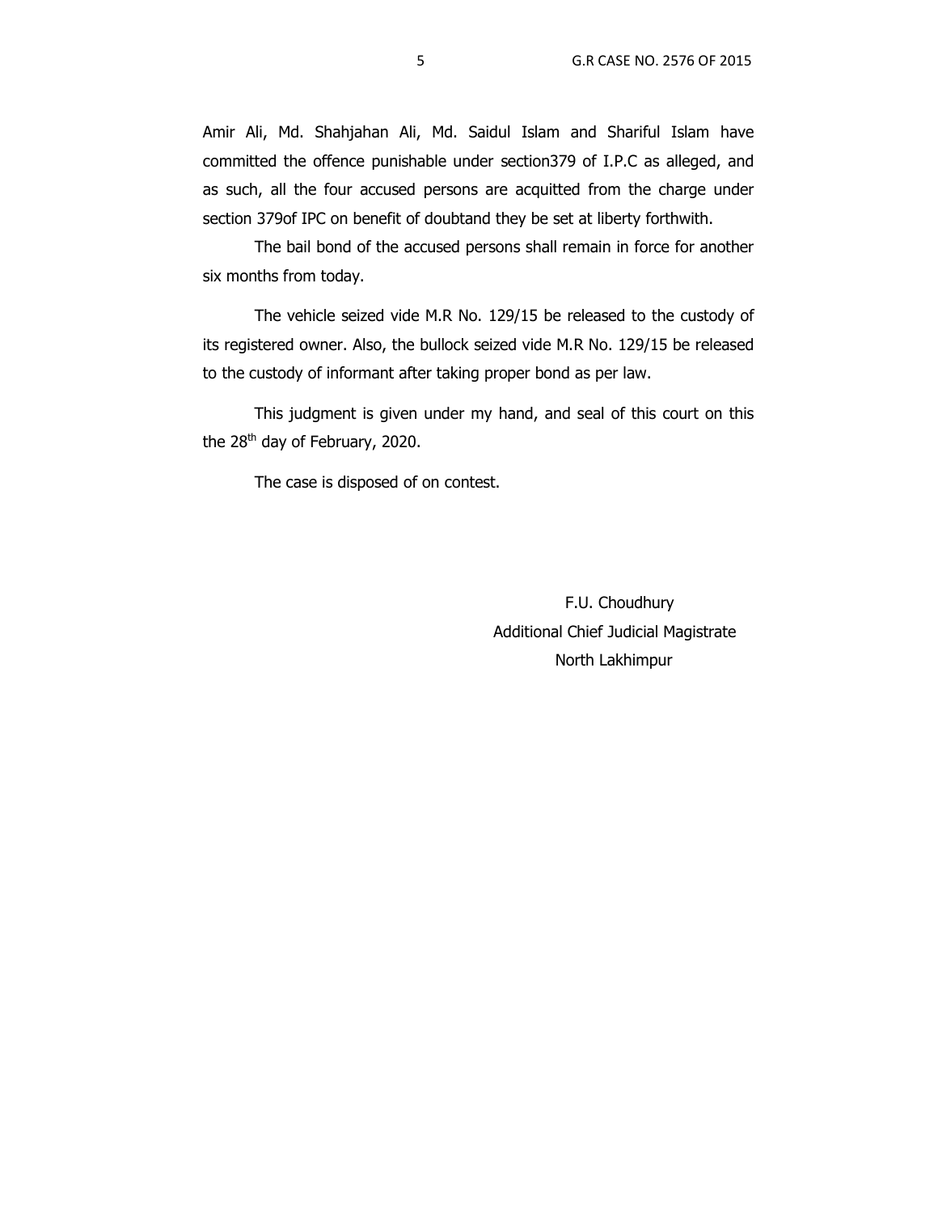Amir Ali, Md. Shahjahan Ali, Md. Saidul Islam and Shariful Islam have committed the offence punishable under section379 of I.P.C as alleged, and as such, all the four accused persons are acquitted from the charge under section 379of IPC on benefit of doubtand they be set at liberty forthwith.

The bail bond of the accused persons shall remain in force for another six months from today.

The vehicle seized vide M.R No. 129/15 be released to the custody of its registered owner. Also, the bullock seized vide M.R No. 129/15 be released to the custody of informant after taking proper bond as per law.

This judgment is given under my hand, and seal of this court on this the 28th day of February, 2020.

The case is disposed of on contest.

F.U. Choudhury
Additional Chief Judicial Magistrate
North Lakhimpur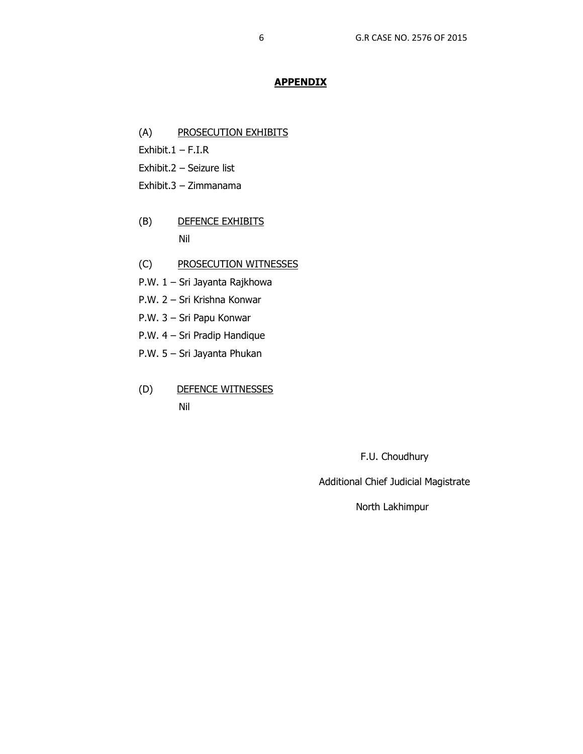## APPENDIX

(A) PROSECUTION EXHIBITS

Exhibit.1 – F.I.R

Exhibit.2 – Seizure list

Exhibit.3 – Zimmanama

(B) DEFENCE EXHIBITS

Nil

(C) PROSECUTION WITNESSES

P.W. 1 – Sri Jayanta Rajkhowa

P.W. 2 – Sri Krishna Konwar

P.W. 3 – Sri Papu Konwar

P.W. 4 – Sri Pradip Handique

P.W. 5 – Sri Jayanta Phukan

(D) DEFENCE WITNESSES

Nil

F.U. Choudhury

Additional Chief Judicial Magistrate

North Lakhimpur